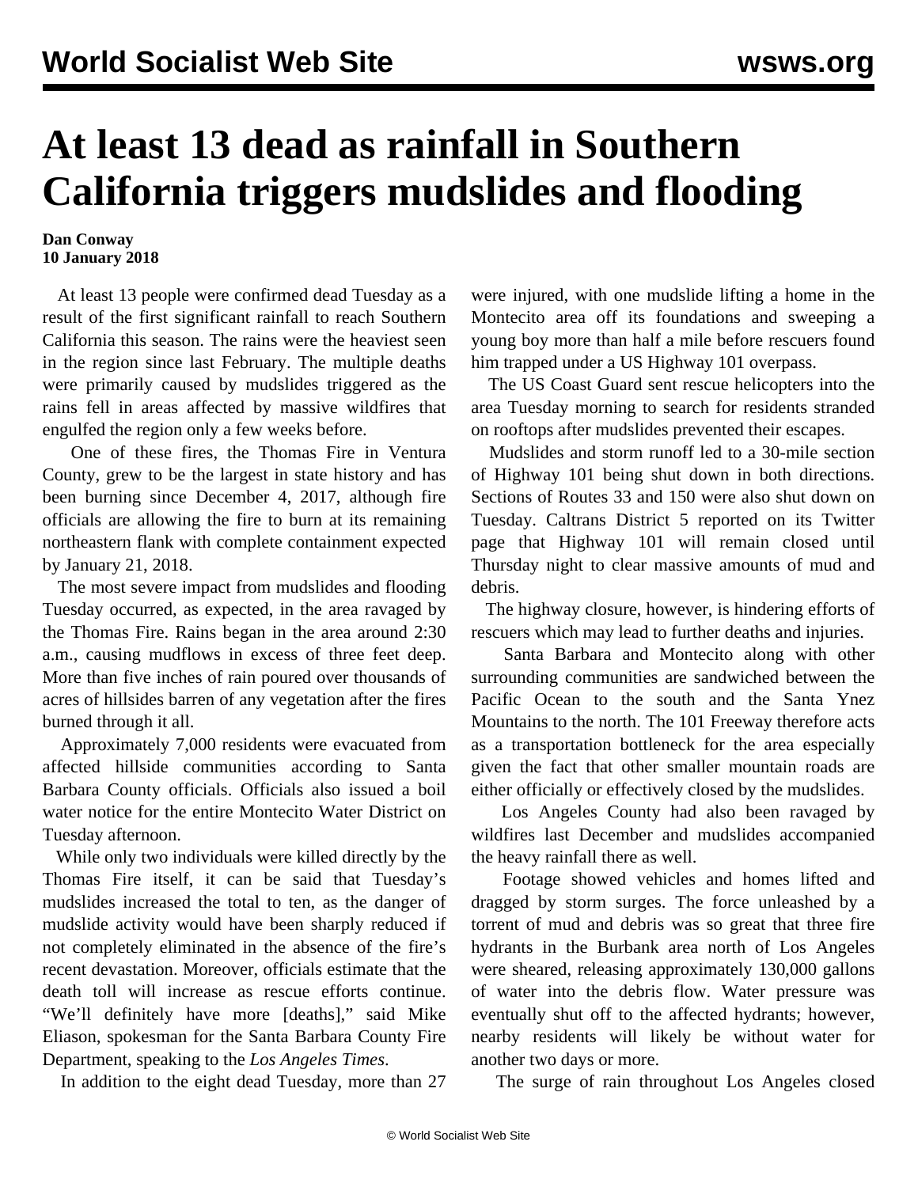# At least 13 dead as rainfall in Southern California triggers mudslides and flooding

**Dan Conway**
**10 January 2018**

At least 13 people were confirmed dead Tuesday as a result of the first significant rainfall to reach Southern California this season. The rains were the heaviest seen in the region since last February. The multiple deaths were primarily caused by mudslides triggered as the rains fell in areas affected by massive wildfires that engulfed the region only a few weeks before.

One of these fires, the Thomas Fire in Ventura County, grew to be the largest in state history and has been burning since December 4, 2017, although fire officials are allowing the fire to burn at its remaining northeastern flank with complete containment expected by January 21, 2018.

The most severe impact from mudslides and flooding Tuesday occurred, as expected, in the area ravaged by the Thomas Fire. Rains began in the area around 2:30 a.m., causing mudflows in excess of three feet deep. More than five inches of rain poured over thousands of acres of hillsides barren of any vegetation after the fires burned through it all.

Approximately 7,000 residents were evacuated from affected hillside communities according to Santa Barbara County officials. Officials also issued a boil water notice for the entire Montecito Water District on Tuesday afternoon.

While only two individuals were killed directly by the Thomas Fire itself, it can be said that Tuesday's mudslides increased the total to ten, as the danger of mudslide activity would have been sharply reduced if not completely eliminated in the absence of the fire's recent devastation. Moreover, officials estimate that the death toll will increase as rescue efforts continue. "We'll definitely have more [deaths]," said Mike Eliason, spokesman for the Santa Barbara County Fire Department, speaking to the *Los Angeles Times*.

In addition to the eight dead Tuesday, more than 27 were injured, with one mudslide lifting a home in the Montecito area off its foundations and sweeping a young boy more than half a mile before rescuers found him trapped under a US Highway 101 overpass.

The US Coast Guard sent rescue helicopters into the area Tuesday morning to search for residents stranded on rooftops after mudslides prevented their escapes.

Mudslides and storm runoff led to a 30-mile section of Highway 101 being shut down in both directions. Sections of Routes 33 and 150 were also shut down on Tuesday. Caltrans District 5 reported on its Twitter page that Highway 101 will remain closed until Thursday night to clear massive amounts of mud and debris.

The highway closure, however, is hindering efforts of rescuers which may lead to further deaths and injuries.

Santa Barbara and Montecito along with other surrounding communities are sandwiched between the Pacific Ocean to the south and the Santa Ynez Mountains to the north. The 101 Freeway therefore acts as a transportation bottleneck for the area especially given the fact that other smaller mountain roads are either officially or effectively closed by the mudslides.

Los Angeles County had also been ravaged by wildfires last December and mudslides accompanied the heavy rainfall there as well.

Footage showed vehicles and homes lifted and dragged by storm surges. The force unleashed by a torrent of mud and debris was so great that three fire hydrants in the Burbank area north of Los Angeles were sheared, releasing approximately 130,000 gallons of water into the debris flow. Water pressure was eventually shut off to the affected hydrants; however, nearby residents will likely be without water for another two days or more.

The surge of rain throughout Los Angeles closed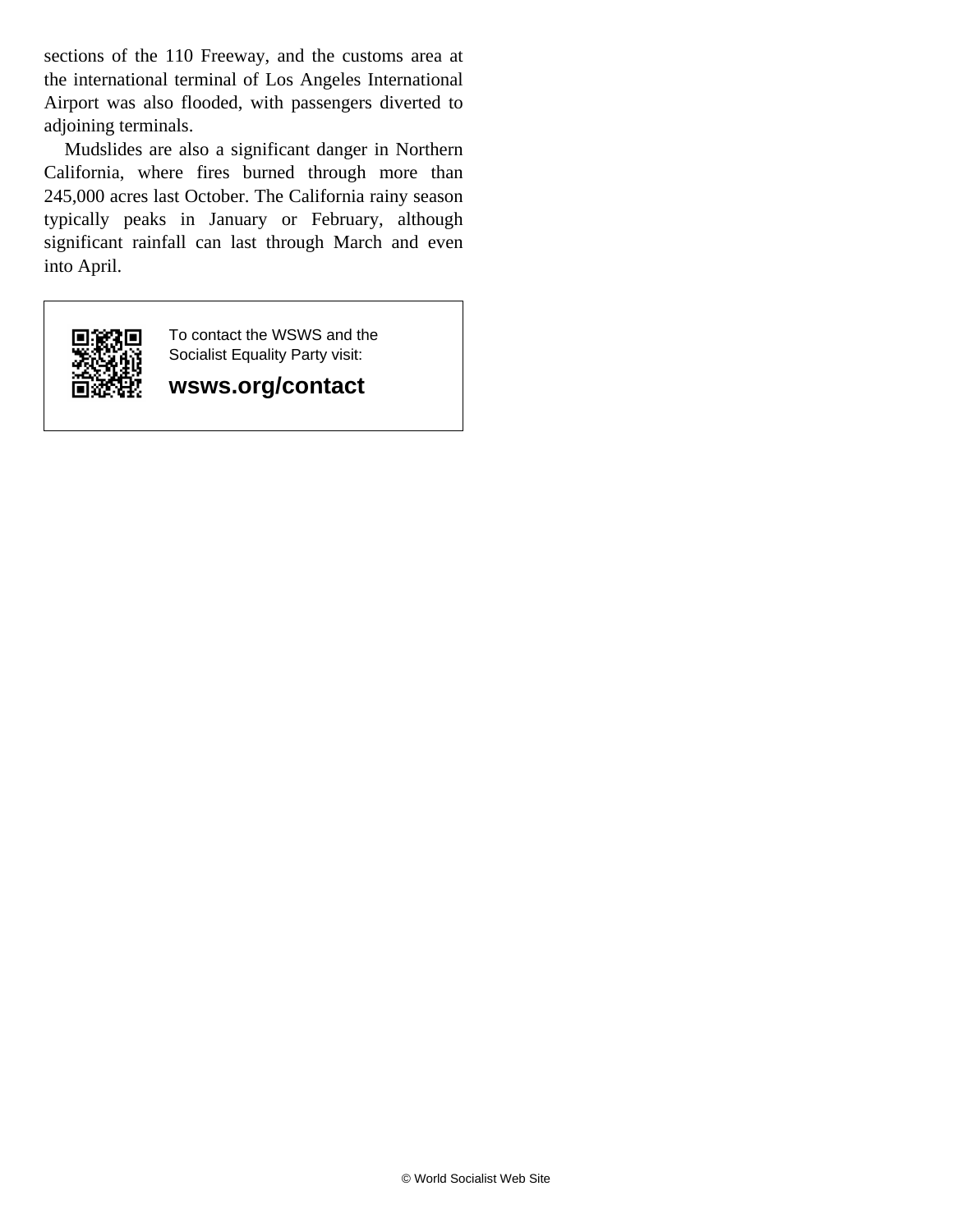sections of the 110 Freeway, and the customs area at the international terminal of Los Angeles International Airport was also flooded, with passengers diverted to adjoining terminals.

Mudslides are also a significant danger in Northern California, where fires burned through more than 245,000 acres last October. The California rainy season typically peaks in January or February, although significant rainfall can last through March and even into April.

To contact the WSWS and the Socialist Equality Party visit:

**wsws.org/contact**